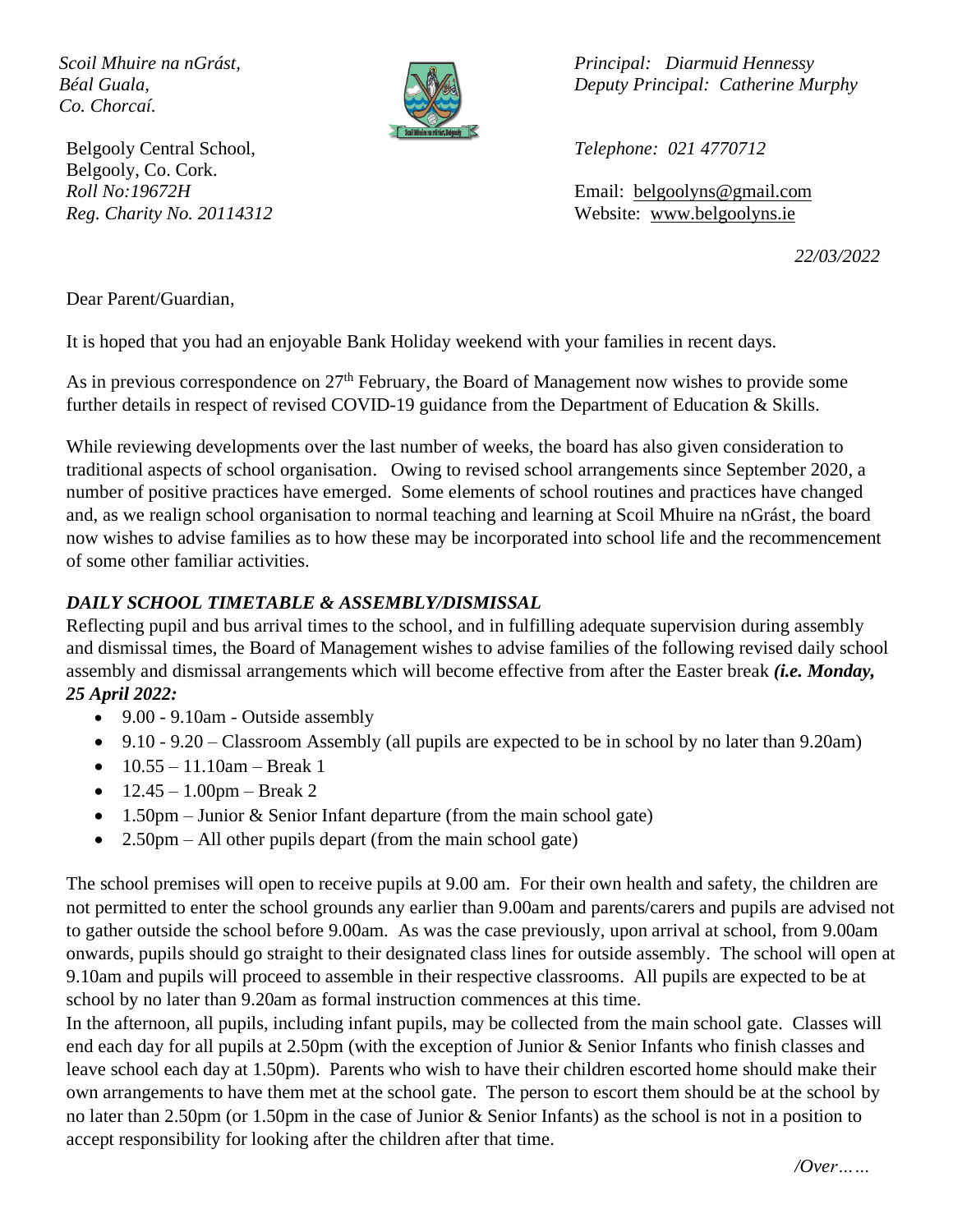*Scoil Mhuire na nGrást,*
*Béal Guala,*
*Co. Chorcaí.*

Belgooly Central School,
Belgooly, Co. Cork.
*Roll No:19672H*
*Reg. Charity No. 20114312*

*Principal: Diarmuid Hennessy*
*Deputy Principal: Catherine Murphy*

*Telephone: 021 4770712*

Email: belgoolyns@gmail.com
Website: www.belgoolyns.ie

*22/03/2022*

Dear Parent/Guardian,

It is hoped that you had an enjoyable Bank Holiday weekend with your families in recent days.

As in previous correspondence on 27th February, the Board of Management now wishes to provide some further details in respect of revised COVID-19 guidance from the Department of Education & Skills.

While reviewing developments over the last number of weeks, the board has also given consideration to traditional aspects of school organisation. Owing to revised school arrangements since September 2020, a number of positive practices have emerged. Some elements of school routines and practices have changed and, as we realign school organisation to normal teaching and learning at Scoil Mhuire na nGrást, the board now wishes to advise families as to how these may be incorporated into school life and the recommencement of some other familiar activities.

### *DAILY SCHOOL TIMETABLE & ASSEMBLY/DISMISSAL*

Reflecting pupil and bus arrival times to the school, and in fulfilling adequate supervision during assembly and dismissal times, the Board of Management wishes to advise families of the following revised daily school assembly and dismissal arrangements which will become effective from after the Easter break ***(i.e. Monday, 25 April 2022:***

- 9.00 - 9.10am - Outside assembly
- 9.10 - 9.20 – Classroom Assembly (all pupils are expected to be in school by no later than 9.20am)
- 10.55 – 11.10am – Break 1
- 12.45 – 1.00pm – Break 2
- 1.50pm – Junior & Senior Infant departure (from the main school gate)
- 2.50pm – All other pupils depart (from the main school gate)

The school premises will open to receive pupils at 9.00 am. For their own health and safety, the children are not permitted to enter the school grounds any earlier than 9.00am and parents/carers and pupils are advised not to gather outside the school before 9.00am. As was the case previously, upon arrival at school, from 9.00am onwards, pupils should go straight to their designated class lines for outside assembly. The school will open at 9.10am and pupils will proceed to assemble in their respective classrooms. All pupils are expected to be at school by no later than 9.20am as formal instruction commences at this time.

In the afternoon, all pupils, including infant pupils, may be collected from the main school gate. Classes will end each day for all pupils at 2.50pm (with the exception of Junior & Senior Infants who finish classes and leave school each day at 1.50pm). Parents who wish to have their children escorted home should make their own arrangements to have them met at the school gate. The person to escort them should be at the school by no later than 2.50pm (or 1.50pm in the case of Junior & Senior Infants) as the school is not in a position to accept responsibility for looking after the children after that time.

*/Over……*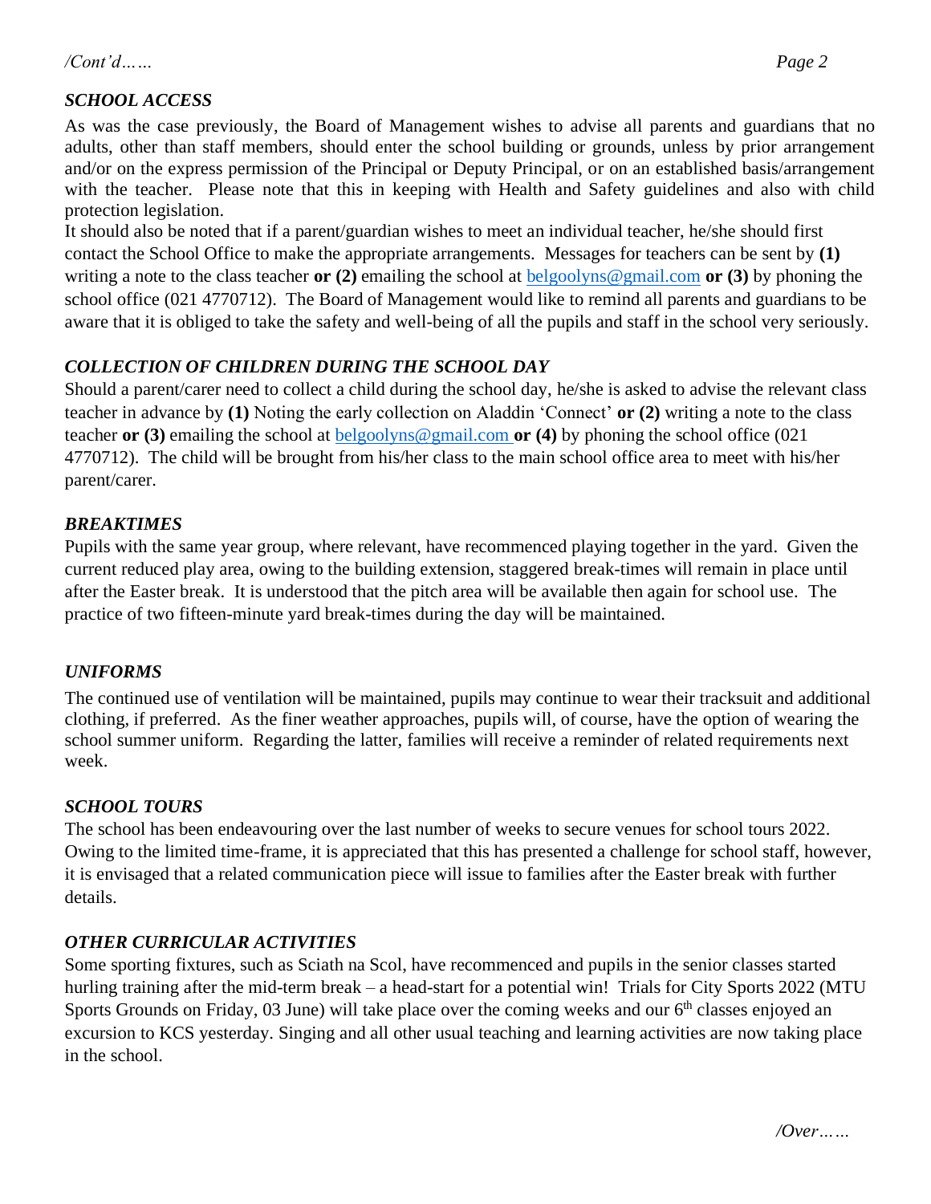*/Cont'd……*

### *SCHOOL ACCESS*

As was the case previously, the Board of Management wishes to advise all parents and guardians that no adults, other than staff members, should enter the school building or grounds, unless by prior arrangement and/or on the express permission of the Principal or Deputy Principal, or on an established basis/arrangement with the teacher. Please note that this in keeping with Health and Safety guidelines and also with child protection legislation.

It should also be noted that if a parent/guardian wishes to meet an individual teacher, he/she should first contact the School Office to make the appropriate arrangements. Messages for teachers can be sent by **(1)** writing a note to the class teacher **or (2)** emailing the school at belgoolyns@gmail.com **or (3)** by phoning the school office (021 4770712). The Board of Management would like to remind all parents and guardians to be aware that it is obliged to take the safety and well-being of all the pupils and staff in the school very seriously.

### *COLLECTION OF CHILDREN DURING THE SCHOOL DAY*

Should a parent/carer need to collect a child during the school day, he/she is asked to advise the relevant class teacher in advance by **(1)** Noting the early collection on Aladdin 'Connect' **or (2)** writing a note to the class teacher **or (3)** emailing the school at belgoolyns@gmail.com **or (4)** by phoning the school office (021 4770712). The child will be brought from his/her class to the main school office area to meet with his/her parent/carer.

### *BREAKTIMES*

Pupils with the same year group, where relevant, have recommenced playing together in the yard. Given the current reduced play area, owing to the building extension, staggered break-times will remain in place until after the Easter break. It is understood that the pitch area will be available then again for school use. The practice of two fifteen-minute yard break-times during the day will be maintained.

### *UNIFORMS*

The continued use of ventilation will be maintained, pupils may continue to wear their tracksuit and additional clothing, if preferred. As the finer weather approaches, pupils will, of course, have the option of wearing the school summer uniform. Regarding the latter, families will receive a reminder of related requirements next week.

### *SCHOOL TOURS*

The school has been endeavouring over the last number of weeks to secure venues for school tours 2022. Owing to the limited time-frame, it is appreciated that this has presented a challenge for school staff, however, it is envisaged that a related communication piece will issue to families after the Easter break with further details.

### *OTHER CURRICULAR ACTIVITIES*

Some sporting fixtures, such as Sciath na Scol, have recommenced and pupils in the senior classes started hurling training after the mid-term break – a head-start for a potential win! Trials for City Sports 2022 (MTU Sports Grounds on Friday, 03 June) will take place over the coming weeks and our 6th classes enjoyed an excursion to KCS yesterday. Singing and all other usual teaching and learning activities are now taking place in the school.

*/Over……*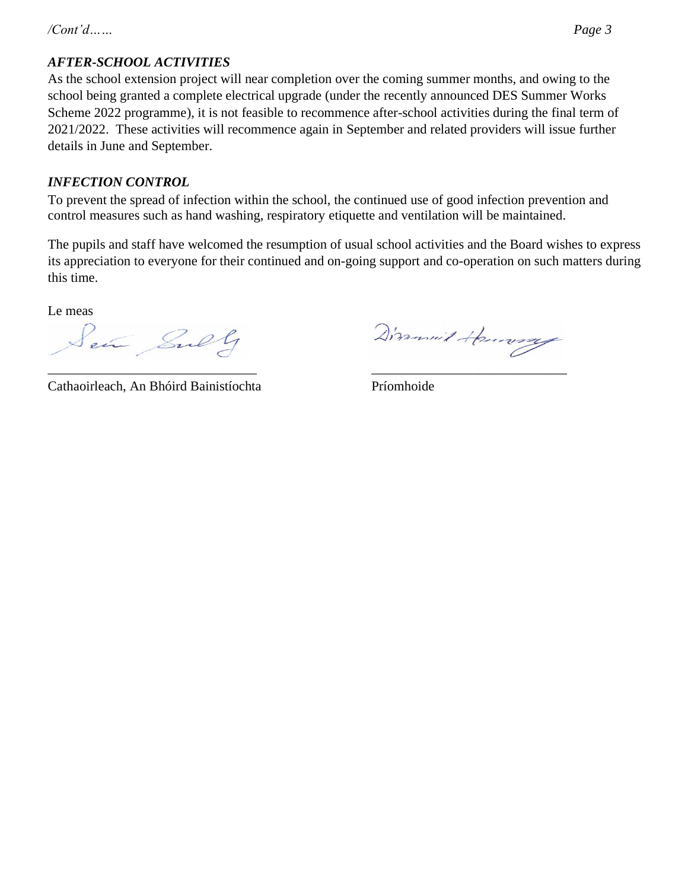### *AFTER-SCHOOL ACTIVITIES*

As the school extension project will near completion over the coming summer months, and owing to the school being granted a complete electrical upgrade (under the recently announced DES Summer Works Scheme 2022 programme), it is not feasible to recommence after-school activities during the final term of 2021/2022. These activities will recommence again in September and related providers will issue further details in June and September.

### *INFECTION CONTROL*

To prevent the spread of infection within the school, the continued use of good infection prevention and control measures such as hand washing, respiratory etiquette and ventilation will be maintained.

The pupils and staff have welcomed the resumption of usual school activities and the Board wishes to express its appreciation to everyone for their continued and on-going support and co-operation on such matters during this time.

Le meas

\_\_\_\_\_\_\_\_\_\_\_\_\_\_\_\_\_\_\_\_\_\_\_\_\_\_\_\_\_\_
Cathaoirleach, An Bhóird Bainistíochta

\_\_\_\_\_\_\_\_\_\_\_\_\_\_\_\_\_\_\_\_\_\_\_\_\_\_\_\_\_\_
Príomhoide